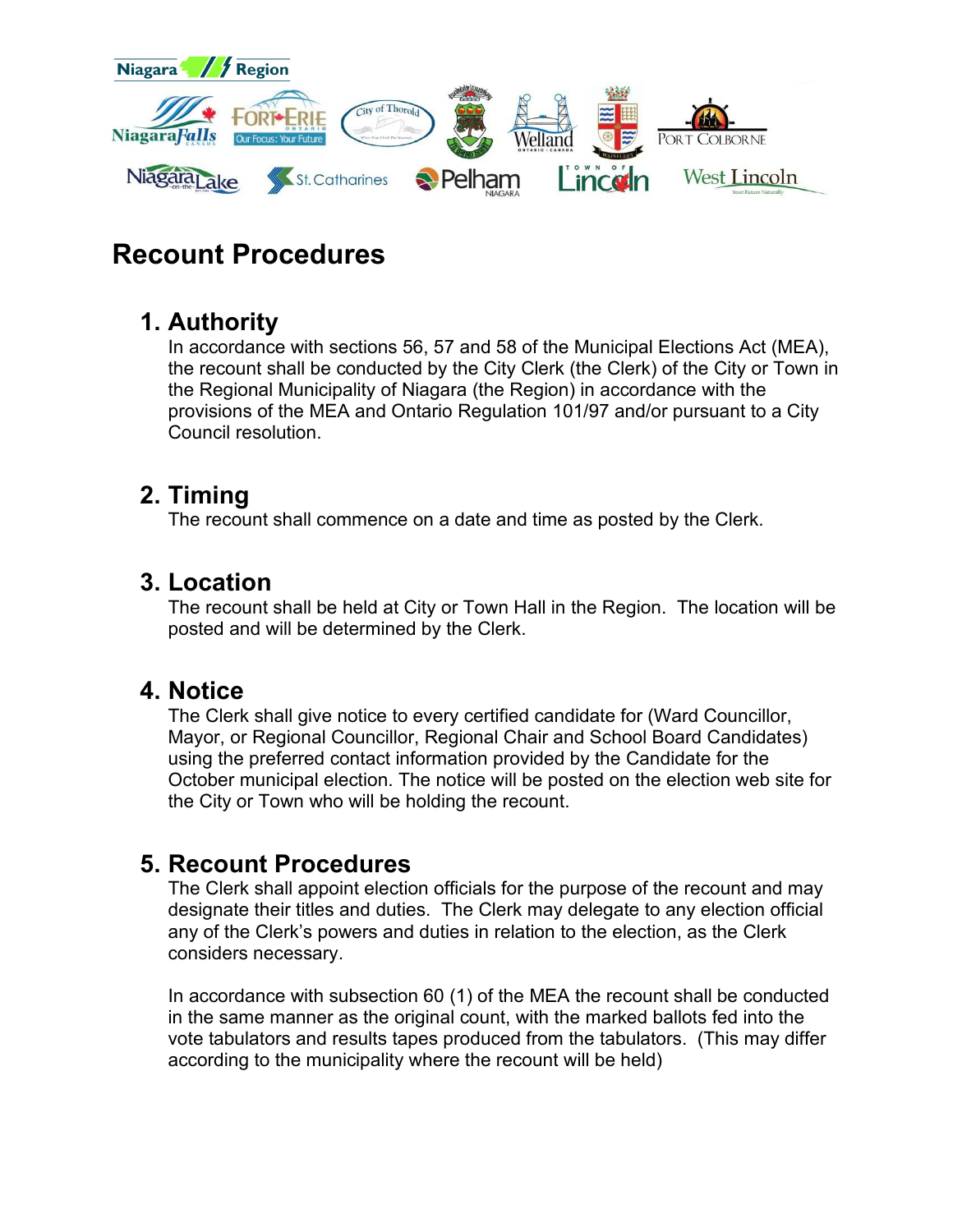# Recount Procedures

## 1. Authority

In accordance with sections 56, 57 and 58 of the Municipal Elections Act (MEA), the recount shall be conducted by the City Clerk (the Clerk) of the City or Town in the Regional Municipality of Niagara (the Region) in accordance with the provisions of the MEA and Ontario Regulation 101/97 and/or pursuant to a City Council resolution.

## 2. Timing

The recount shall commence on a date and time as posted by the Clerk.

## 3. Location

The recount shall be held at City or Town Hall in the Region. The location will be posted and will be determined by the Clerk.

## 4. Notice

The Clerk shall give notice to every certified candidate for (Ward Councillor, Mayor, or Regional Councillor, Regional Chair and School Board Candidates) using the preferred contact information provided by the Candidate for the October municipal election. The notice will be posted on the election web site for the City or Town who will be holding the recount.

## 5. Recount Procedures

The Clerk shall appoint election officials for the purpose of the recount and may designate their titles and duties. The Clerk may delegate to any election official any of the Clerk's powers and duties in relation to the election, as the Clerk considers necessary.

In accordance with subsection 60 (1) of the MEA the recount shall be conducted in the same manner as the original count, with the marked ballots fed into the vote tabulators and results tapes produced from the tabulators. (This may differ according to the municipality where the recount will be held)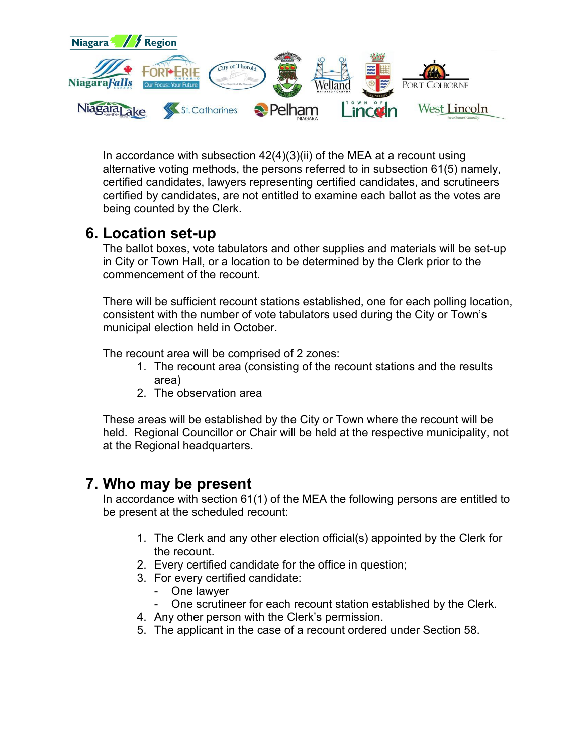In accordance with subsection 42(4)(3)(ii) of the MEA at a recount using alternative voting methods, the persons referred to in subsection 61(5) namely, certified candidates, lawyers representing certified candidates, and scrutineers certified by candidates, are not entitled to examine each ballot as the votes are being counted by the Clerk.

## 6. Location set-up

The ballot boxes, vote tabulators and other supplies and materials will be set-up in City or Town Hall, or a location to be determined by the Clerk prior to the commencement of the recount.

There will be sufficient recount stations established, one for each polling location, consistent with the number of vote tabulators used during the City or Town's municipal election held in October.

The recount area will be comprised of 2 zones:

1. The recount area (consisting of the recount stations and the results area)
2. The observation area

These areas will be established by the City or Town where the recount will be held. Regional Councillor or Chair will be held at the respective municipality, not at the Regional headquarters.

## 7. Who may be present

In accordance with section 61(1) of the MEA the following persons are entitled to be present at the scheduled recount:

1. The Clerk and any other election official(s) appointed by the Clerk for the recount.
2. Every certified candidate for the office in question;
3. For every certified candidate:
   - One lawyer
   - One scrutineer for each recount station established by the Clerk.
4. Any other person with the Clerk's permission.
5. The applicant in the case of a recount ordered under Section 58.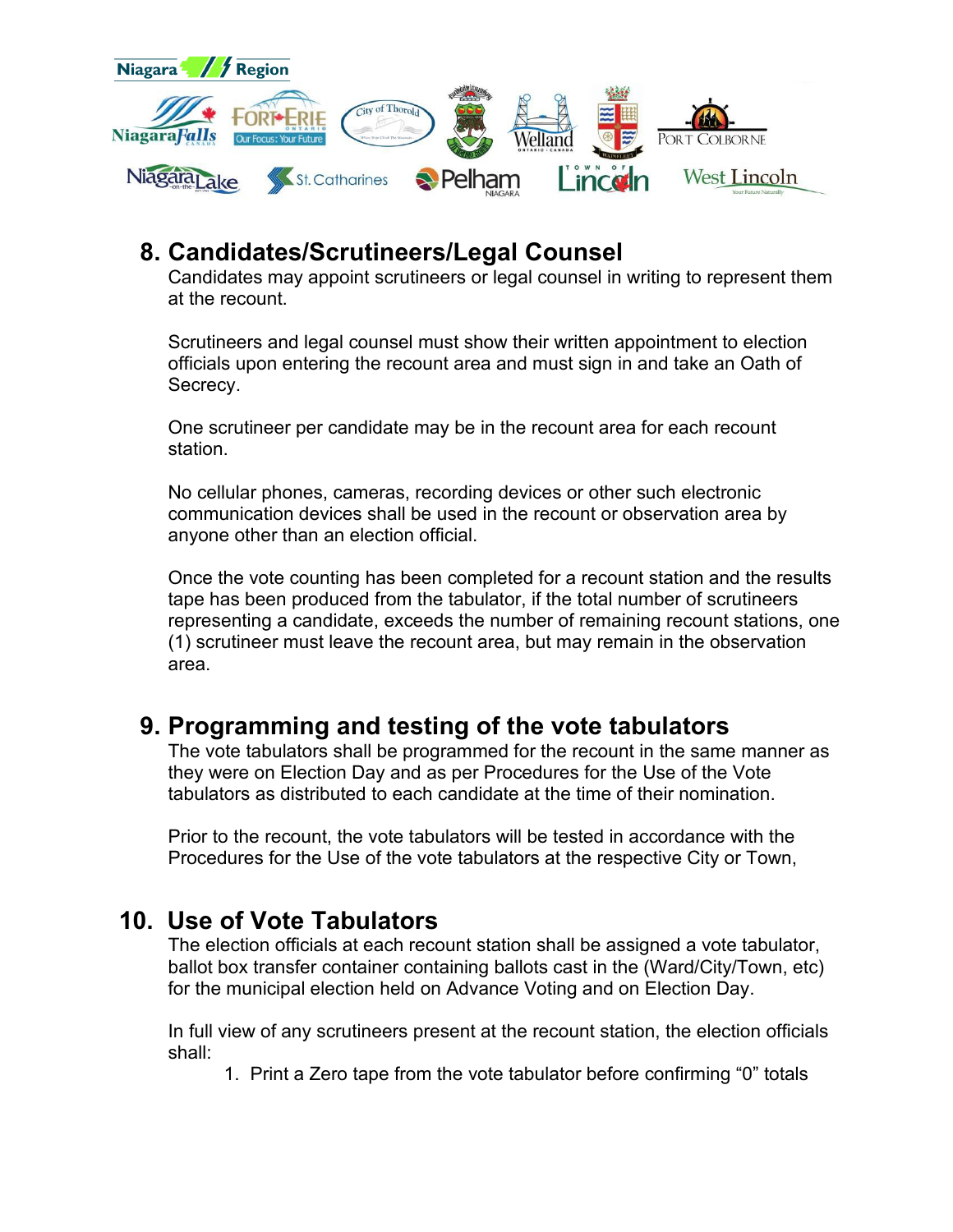## 8. Candidates/Scrutineers/Legal Counsel

Candidates may appoint scrutineers or legal counsel in writing to represent them at the recount.

Scrutineers and legal counsel must show their written appointment to election officials upon entering the recount area and must sign in and take an Oath of Secrecy.

One scrutineer per candidate may be in the recount area for each recount station.

No cellular phones, cameras, recording devices or other such electronic communication devices shall be used in the recount or observation area by anyone other than an election official.

Once the vote counting has been completed for a recount station and the results tape has been produced from the tabulator, if the total number of scrutineers representing a candidate, exceeds the number of remaining recount stations, one (1) scrutineer must leave the recount area, but may remain in the observation area.

## 9. Programming and testing of the vote tabulators

The vote tabulators shall be programmed for the recount in the same manner as they were on Election Day and as per Procedures for the Use of the Vote tabulators as distributed to each candidate at the time of their nomination.

Prior to the recount, the vote tabulators will be tested in accordance with the Procedures for the Use of the vote tabulators at the respective City or Town,

## 10. Use of Vote Tabulators

The election officials at each recount station shall be assigned a vote tabulator, ballot box transfer container containing ballots cast in the (Ward/City/Town, etc) for the municipal election held on Advance Voting and on Election Day.

In full view of any scrutineers present at the recount station, the election officials shall:

1. Print a Zero tape from the vote tabulator before confirming "0" totals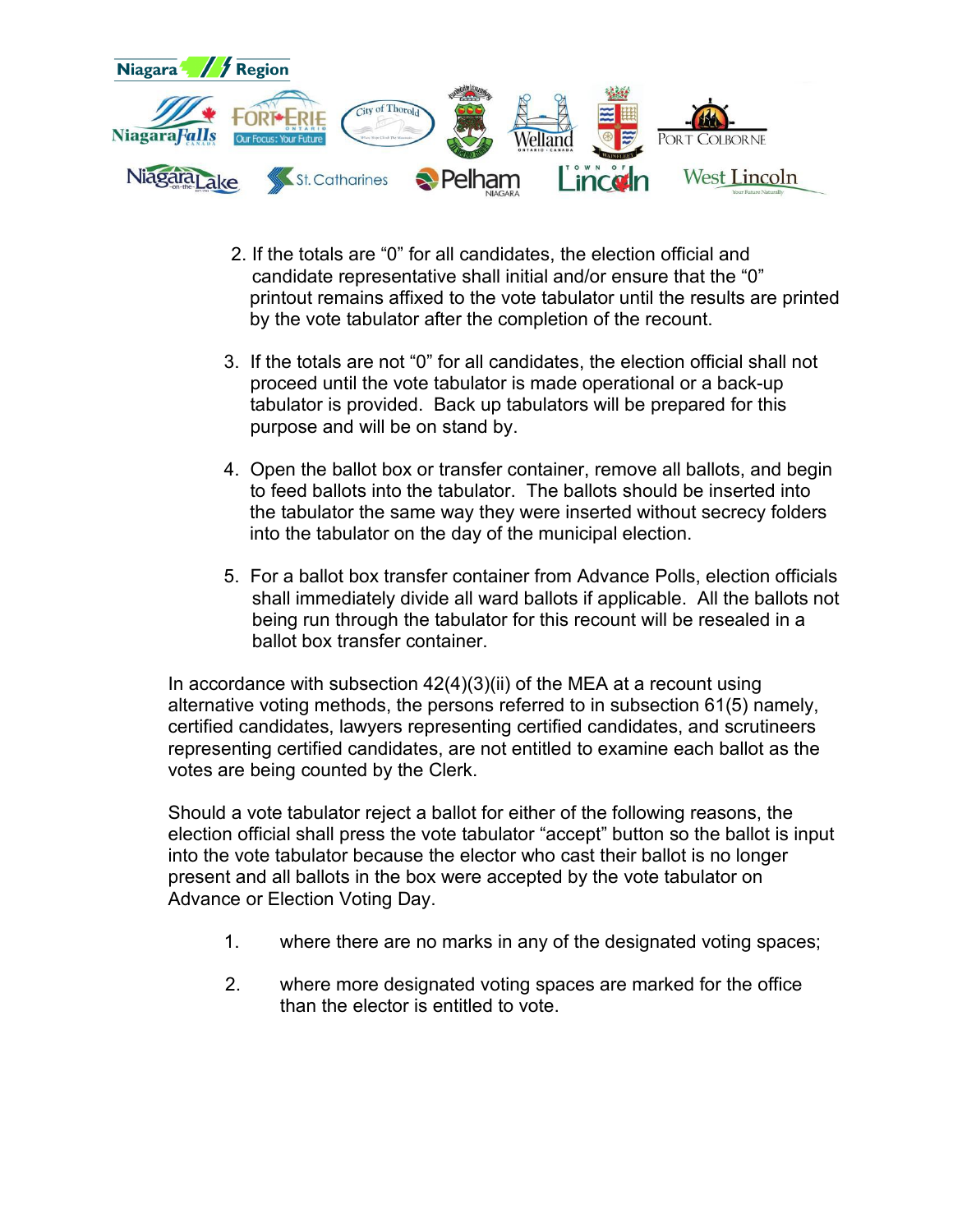2. If the totals are "0" for all candidates, the election official and candidate representative shall initial and/or ensure that the "0" printout remains affixed to the vote tabulator until the results are printed by the vote tabulator after the completion of the recount.

3. If the totals are not "0" for all candidates, the election official shall not proceed until the vote tabulator is made operational or a back-up tabulator is provided. Back up tabulators will be prepared for this purpose and will be on stand by.

4. Open the ballot box or transfer container, remove all ballots, and begin to feed ballots into the tabulator. The ballots should be inserted into the tabulator the same way they were inserted without secrecy folders into the tabulator on the day of the municipal election.

5. For a ballot box transfer container from Advance Polls, election officials shall immediately divide all ward ballots if applicable. All the ballots not being run through the tabulator for this recount will be resealed in a ballot box transfer container.

In accordance with subsection 42(4)(3)(ii) of the MEA at a recount using alternative voting methods, the persons referred to in subsection 61(5) namely, certified candidates, lawyers representing certified candidates, and scrutineers representing certified candidates, are not entitled to examine each ballot as the votes are being counted by the Clerk.

Should a vote tabulator reject a ballot for either of the following reasons, the election official shall press the vote tabulator "accept" button so the ballot is input into the vote tabulator because the elector who cast their ballot is no longer present and all ballots in the box were accepted by the vote tabulator on Advance or Election Voting Day.

1. where there are no marks in any of the designated voting spaces;

2. where more designated voting spaces are marked for the office than the elector is entitled to vote.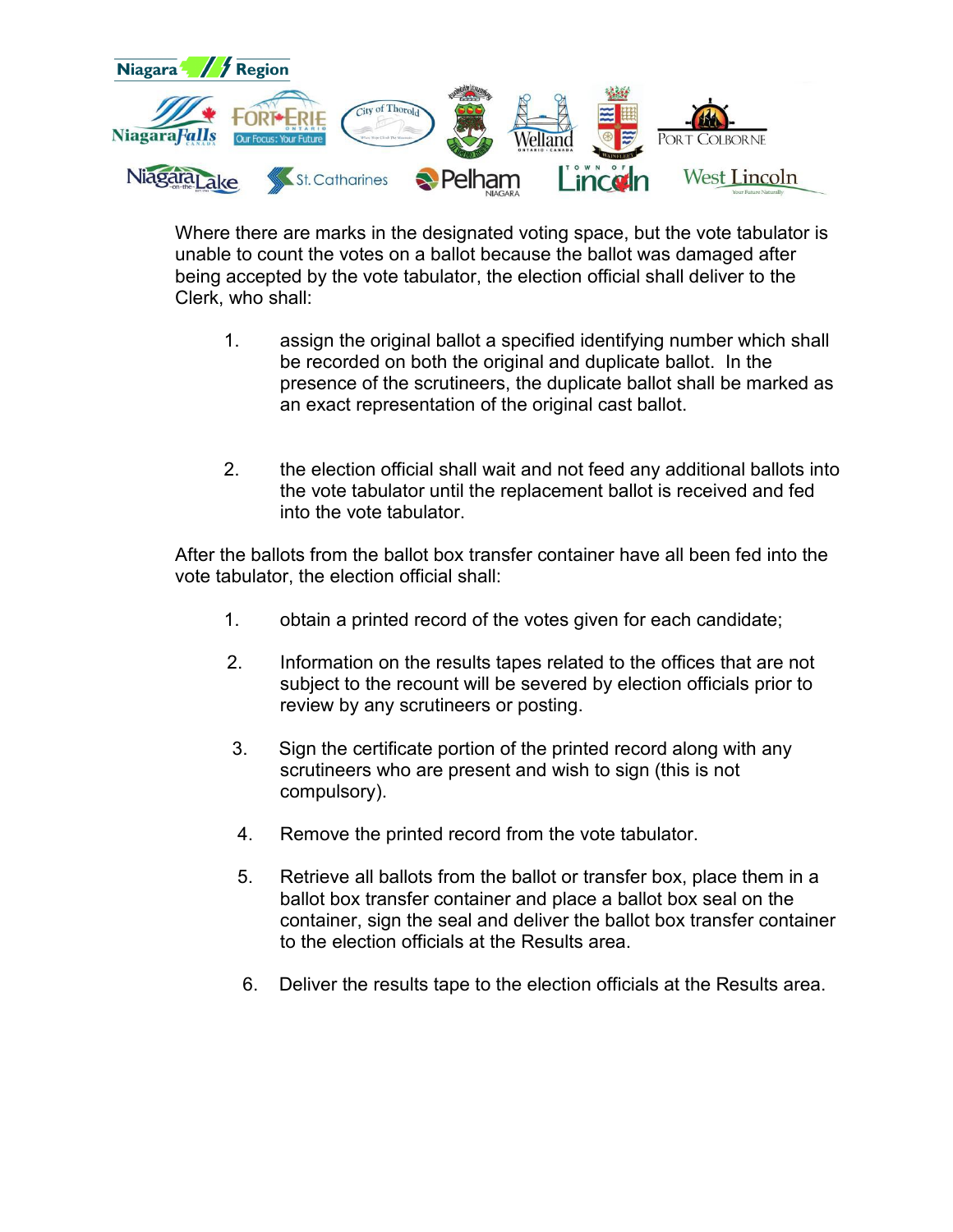Where there are marks in the designated voting space, but the vote tabulator is unable to count the votes on a ballot because the ballot was damaged after being accepted by the vote tabulator, the election official shall deliver to the Clerk, who shall:

1. assign the original ballot a specified identifying number which shall be recorded on both the original and duplicate ballot. In the presence of the scrutineers, the duplicate ballot shall be marked as an exact representation of the original cast ballot.

2. the election official shall wait and not feed any additional ballots into the vote tabulator until the replacement ballot is received and fed into the vote tabulator.

After the ballots from the ballot box transfer container have all been fed into the vote tabulator, the election official shall:

1. obtain a printed record of the votes given for each candidate;

2. Information on the results tapes related to the offices that are not subject to the recount will be severed by election officials prior to review by any scrutineers or posting.

3. Sign the certificate portion of the printed record along with any scrutineers who are present and wish to sign (this is not compulsory).

4. Remove the printed record from the vote tabulator.

5. Retrieve all ballots from the ballot or transfer box, place them in a ballot box transfer container and place a ballot box seal on the container, sign the seal and deliver the ballot box transfer container to the election officials at the Results area.

6. Deliver the results tape to the election officials at the Results area.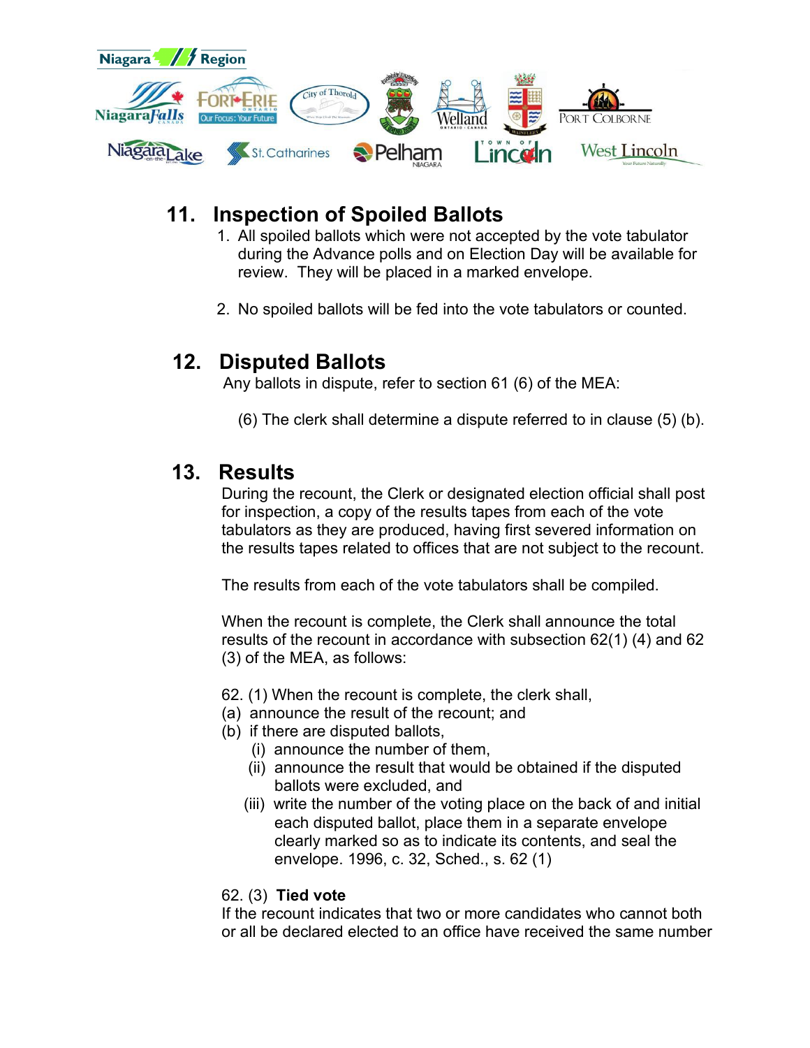## 11. Inspection of Spoiled Ballots

1. All spoiled ballots which were not accepted by the vote tabulator during the Advance polls and on Election Day will be available for review. They will be placed in a marked envelope.

2. No spoiled ballots will be fed into the vote tabulators or counted.

## 12. Disputed Ballots

Any ballots in dispute, refer to section 61 (6) of the MEA:

(6) The clerk shall determine a dispute referred to in clause (5) (b).

## 13. Results

During the recount, the Clerk or designated election official shall post for inspection, a copy of the results tapes from each of the vote tabulators as they are produced, having first severed information on the results tapes related to offices that are not subject to the recount.

The results from each of the vote tabulators shall be compiled.

When the recount is complete, the Clerk shall announce the total results of the recount in accordance with subsection 62(1) (4) and 62 (3) of the MEA, as follows:

62. (1) When the recount is complete, the clerk shall,
(a) announce the result of the recount; and
(b) if there are disputed ballots,
  (i) announce the number of them,
  (ii) announce the result that would be obtained if the disputed ballots were excluded, and
  (iii) write the number of the voting place on the back of and initial each disputed ballot, place them in a separate envelope clearly marked so as to indicate its contents, and seal the envelope. 1996, c. 32, Sched., s. 62 (1)

62. (3) **Tied vote**
If the recount indicates that two or more candidates who cannot both or all be declared elected to an office have received the same number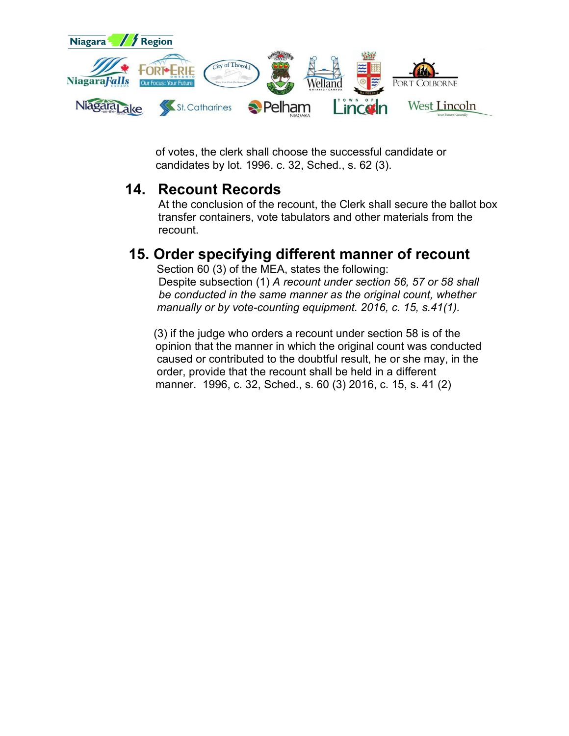of votes, the clerk shall choose the successful candidate or candidates by lot. 1996. c. 32, Sched., s. 62 (3).

## 14. Recount Records

At the conclusion of the recount, the Clerk shall secure the ballot box transfer containers, vote tabulators and other materials from the recount.

## 15. Order specifying different manner of recount

Section 60 (3) of the MEA, states the following:

Despite subsection (1) *A recount under section 56, 57 or 58 shall be conducted in the same manner as the original count, whether manually or by vote-counting equipment. 2016, c. 15, s.41(1).*

(3) if the judge who orders a recount under section 58 is of the opinion that the manner in which the original count was conducted caused or contributed to the doubtful result, he or she may, in the order, provide that the recount shall be held in a different manner. 1996, c. 32, Sched., s. 60 (3) 2016, c. 15, s. 41 (2)